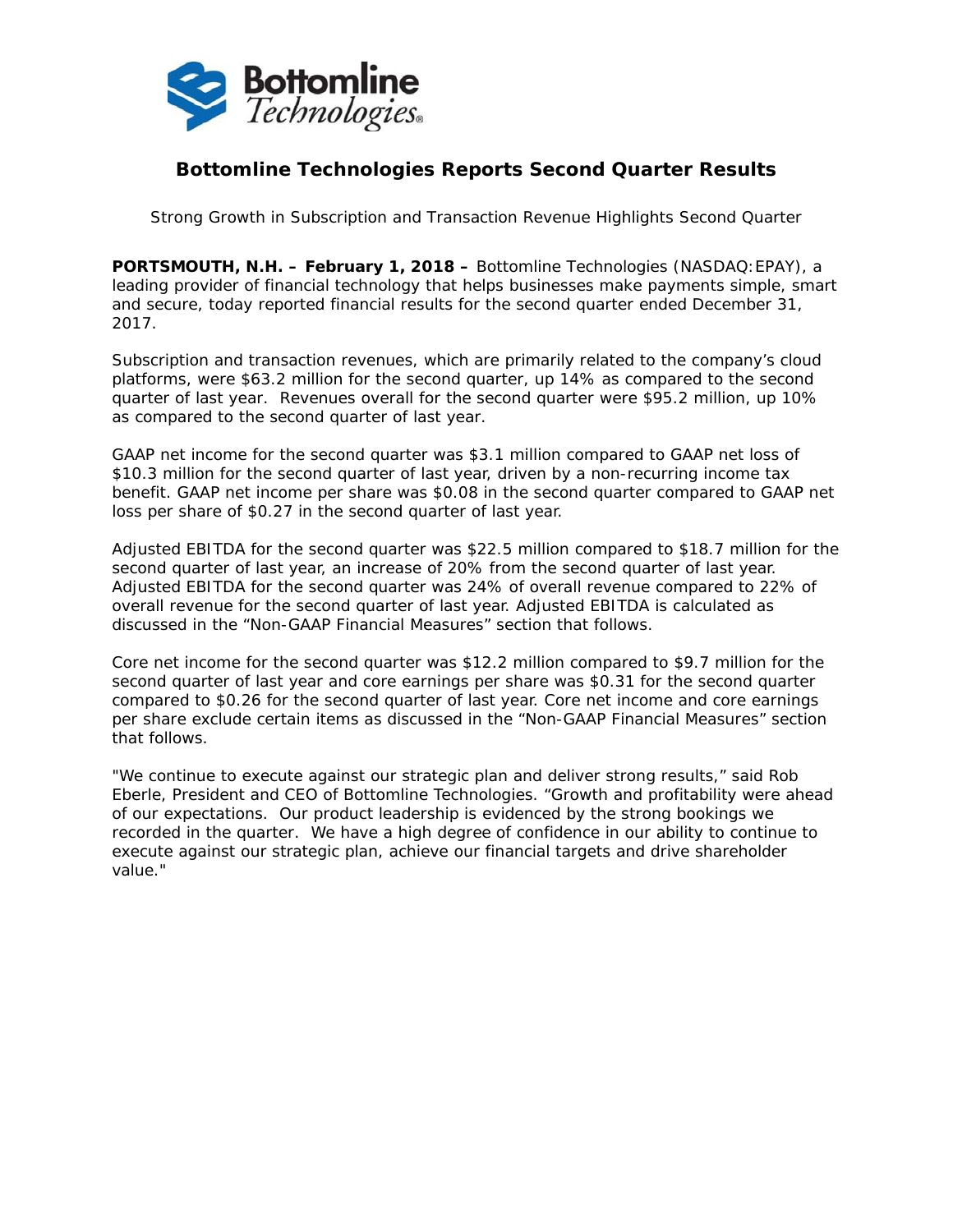# Bottomline Technologies Reports Second Quarter Results

Strong Growth in Subscription and Transaction Revenue Highlights Second Quarter

**PORTSMOUTH, N.H. – February 1, 2018 –** Bottomline Technologies (NASDAQ:EPAY), a leading provider of financial technology that helps businesses make payments simple, smart and secure, today reported financial results for the second quarter ended December 31, 2017.

Subscription and transaction revenues, which are primarily related to the company's cloud platforms, were $63.2 million for the second quarter, up 14% as compared to the second quarter of last year. Revenues overall for the second quarter were $95.2 million, up 10% as compared to the second quarter of last year.

GAAP net income for the second quarter was $3.1 million compared to GAAP net loss of $10.3 million for the second quarter of last year, driven by a non-recurring income tax benefit. GAAP net income per share was $0.08 in the second quarter compared to GAAP net loss per share of $0.27 in the second quarter of last year.

Adjusted EBITDA for the second quarter was $22.5 million compared to $18.7 million for the second quarter of last year, an increase of 20% from the second quarter of last year. Adjusted EBITDA for the second quarter was 24% of overall revenue compared to 22% of overall revenue for the second quarter of last year. Adjusted EBITDA is calculated as discussed in the "Non-GAAP Financial Measures" section that follows.

Core net income for the second quarter was $12.2 million compared to $9.7 million for the second quarter of last year and core earnings per share was $0.31 for the second quarter compared to $0.26 for the second quarter of last year. Core net income and core earnings per share exclude certain items as discussed in the "Non-GAAP Financial Measures" section that follows.

"We continue to execute against our strategic plan and deliver strong results," said Rob Eberle, President and CEO of Bottomline Technologies. "Growth and profitability were ahead of our expectations. Our product leadership is evidenced by the strong bookings we recorded in the quarter. We have a high degree of confidence in our ability to continue to execute against our strategic plan, achieve our financial targets and drive shareholder value."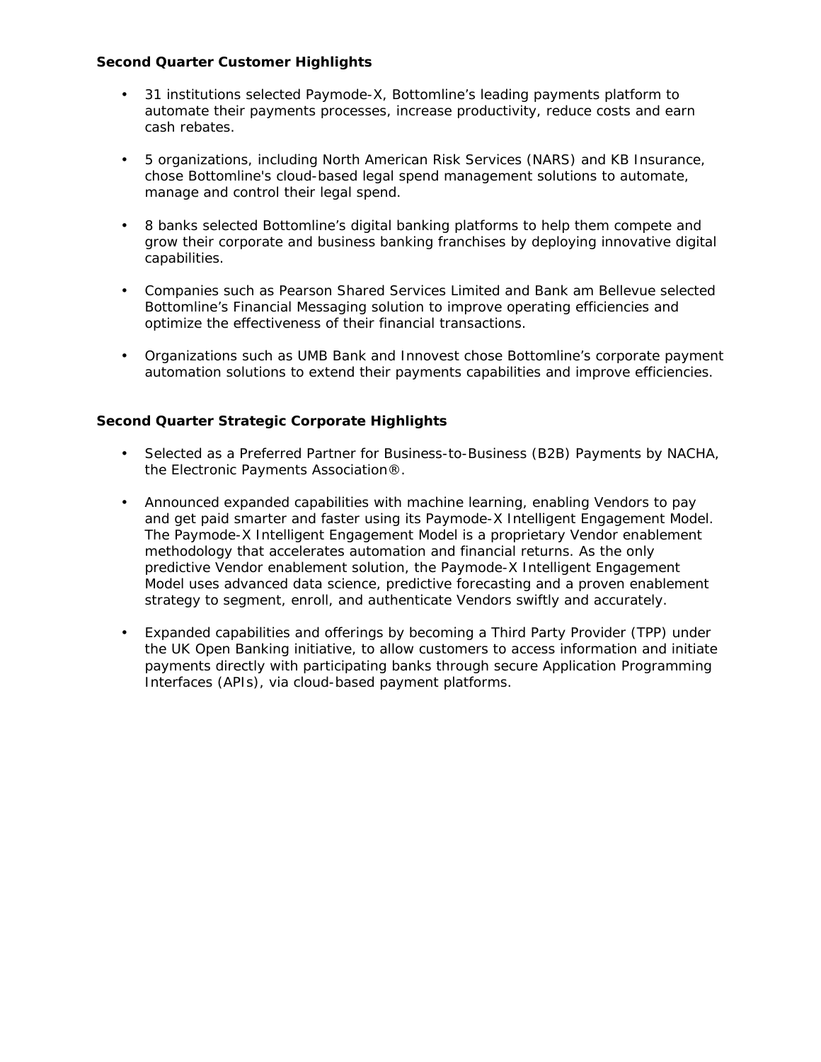**Second Quarter Customer Highlights**

- 31 institutions selected Paymode-X, Bottomline's leading payments platform to automate their payments processes, increase productivity, reduce costs and earn cash rebates.

- 5 organizations, including North American Risk Services (NARS) and KB Insurance, chose Bottomline's cloud-based legal spend management solutions to automate, manage and control their legal spend.

- 8 banks selected Bottomline's digital banking platforms to help them compete and grow their corporate and business banking franchises by deploying innovative digital capabilities.

- Companies such as Pearson Shared Services Limited and Bank am Bellevue selected Bottomline's Financial Messaging solution to improve operating efficiencies and optimize the effectiveness of their financial transactions.

- Organizations such as UMB Bank and Innovest chose Bottomline's corporate payment automation solutions to extend their payments capabilities and improve efficiencies.

**Second Quarter Strategic Corporate Highlights**

- Selected as a Preferred Partner for Business-to-Business (B2B) Payments by NACHA, the Electronic Payments Association®.

- Announced expanded capabilities with machine learning, enabling Vendors to pay and get paid smarter and faster using its Paymode-X Intelligent Engagement Model. The Paymode-X Intelligent Engagement Model is a proprietary Vendor enablement methodology that accelerates automation and financial returns. As the only predictive Vendor enablement solution, the Paymode-X Intelligent Engagement Model uses advanced data science, predictive forecasting and a proven enablement strategy to segment, enroll, and authenticate Vendors swiftly and accurately.

- Expanded capabilities and offerings by becoming a Third Party Provider (TPP) under the UK Open Banking initiative, to allow customers to access information and initiate payments directly with participating banks through secure Application Programming Interfaces (APIs), via cloud-based payment platforms.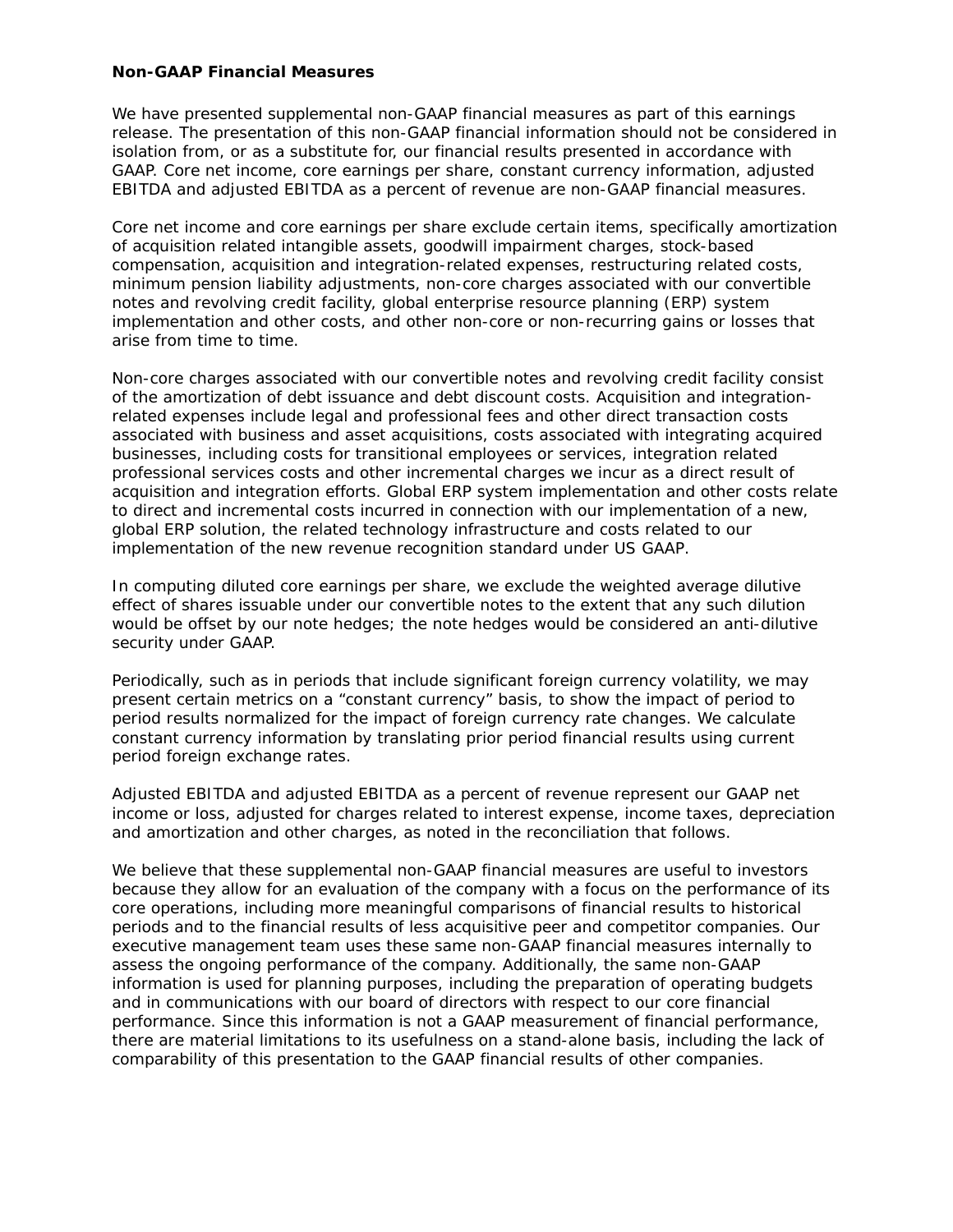**Non-GAAP Financial Measures**

We have presented supplemental non-GAAP financial measures as part of this earnings release. The presentation of this non-GAAP financial information should not be considered in isolation from, or as a substitute for, our financial results presented in accordance with GAAP. Core net income, core earnings per share, constant currency information, adjusted EBITDA and adjusted EBITDA as a percent of revenue are non-GAAP financial measures.

Core net income and core earnings per share exclude certain items, specifically amortization of acquisition related intangible assets, goodwill impairment charges, stock-based compensation, acquisition and integration-related expenses, restructuring related costs, minimum pension liability adjustments, non-core charges associated with our convertible notes and revolving credit facility, global enterprise resource planning (ERP) system implementation and other costs, and other non-core or non-recurring gains or losses that arise from time to time.

Non-core charges associated with our convertible notes and revolving credit facility consist of the amortization of debt issuance and debt discount costs. Acquisition and integration-related expenses include legal and professional fees and other direct transaction costs associated with business and asset acquisitions, costs associated with integrating acquired businesses, including costs for transitional employees or services, integration related professional services costs and other incremental charges we incur as a direct result of acquisition and integration efforts. Global ERP system implementation and other costs relate to direct and incremental costs incurred in connection with our implementation of a new, global ERP solution, the related technology infrastructure and costs related to our implementation of the new revenue recognition standard under US GAAP.

In computing diluted core earnings per share, we exclude the weighted average dilutive effect of shares issuable under our convertible notes to the extent that any such dilution would be offset by our note hedges; the note hedges would be considered an anti-dilutive security under GAAP.

Periodically, such as in periods that include significant foreign currency volatility, we may present certain metrics on a "constant currency" basis, to show the impact of period to period results normalized for the impact of foreign currency rate changes. We calculate constant currency information by translating prior period financial results using current period foreign exchange rates.

Adjusted EBITDA and adjusted EBITDA as a percent of revenue represent our GAAP net income or loss, adjusted for charges related to interest expense, income taxes, depreciation and amortization and other charges, as noted in the reconciliation that follows.

We believe that these supplemental non-GAAP financial measures are useful to investors because they allow for an evaluation of the company with a focus on the performance of its core operations, including more meaningful comparisons of financial results to historical periods and to the financial results of less acquisitive peer and competitor companies. Our executive management team uses these same non-GAAP financial measures internally to assess the ongoing performance of the company. Additionally, the same non-GAAP information is used for planning purposes, including the preparation of operating budgets and in communications with our board of directors with respect to our core financial performance. Since this information is not a GAAP measurement of financial performance, there are material limitations to its usefulness on a stand-alone basis, including the lack of comparability of this presentation to the GAAP financial results of other companies.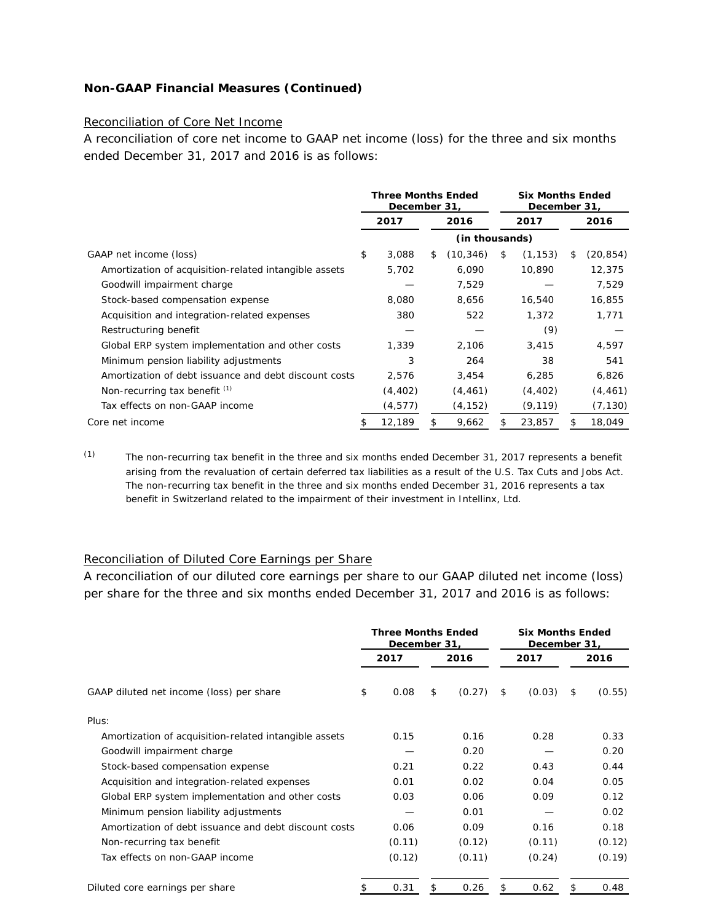## Non-GAAP Financial Measures (Continued)

Reconciliation of Core Net Income

A reconciliation of core net income to GAAP net income (loss) for the three and six months ended December 31, 2017 and 2016 is as follows:

| | Three Months Ended December 31, | | Six Months Ended December 31, | |
|---|---|---|---|---|
| | 2017 | 2016 | 2017 | 2016 |
| | (in thousands) | | | |
| GAAP net income (loss) | $ 3,088 | $ (10,346) | $ (1,153) | $ (20,854) |
| Amortization of acquisition-related intangible assets | 5,702 | 6,090 | 10,890 | 12,375 |
| Goodwill impairment charge | — | 7,529 | — | 7,529 |
| Stock-based compensation expense | 8,080 | 8,656 | 16,540 | 16,855 |
| Acquisition and integration-related expenses | 380 | 522 | 1,372 | 1,771 |
| Restructuring benefit | — | — | (9) | — |
| Global ERP system implementation and other costs | 1,339 | 2,106 | 3,415 | 4,597 |
| Minimum pension liability adjustments | 3 | 264 | 38 | 541 |
| Amortization of debt issuance and debt discount costs | 2,576 | 3,454 | 6,285 | 6,826 |
| Non-recurring tax benefit [(1)] | (4,402) | (4,461) | (4,402) | (4,461) |
| Tax effects on non-GAAP income | (4,577) | (4,152) | (9,119) | (7,130) |
| Core net income | $ 12,189 | $ 9,662 | $ 23,857 | $ 18,049 |

(1) The non-recurring tax benefit in the three and six months ended December 31, 2017 represents a benefit arising from the revaluation of certain deferred tax liabilities as a result of the U.S. Tax Cuts and Jobs Act. The non-recurring tax benefit in the three and six months ended December 31, 2016 represents a tax benefit in Switzerland related to the impairment of their investment in Intellinx, Ltd.

Reconciliation of Diluted Core Earnings per Share

A reconciliation of our diluted core earnings per share to our GAAP diluted net income (loss) per share for the three and six months ended December 31, 2017 and 2016 is as follows:

| | Three Months Ended December 31, | | Six Months Ended December 31, | |
|---|---|---|---|---|
| | 2017 | 2016 | 2017 | 2016 |
| GAAP diluted net income (loss) per share | $ 0.08 | $ (0.27) | $ (0.03) | $ (0.55) |
| Plus: | | | | |
| Amortization of acquisition-related intangible assets | 0.15 | 0.16 | 0.28 | 0.33 |
| Goodwill impairment charge | — | 0.20 | — | 0.20 |
| Stock-based compensation expense | 0.21 | 0.22 | 0.43 | 0.44 |
| Acquisition and integration-related expenses | 0.01 | 0.02 | 0.04 | 0.05 |
| Global ERP system implementation and other costs | 0.03 | 0.06 | 0.09 | 0.12 |
| Minimum pension liability adjustments | — | 0.01 | — | 0.02 |
| Amortization of debt issuance and debt discount costs | 0.06 | 0.09 | 0.16 | 0.18 |
| Non-recurring tax benefit | (0.11) | (0.12) | (0.11) | (0.12) |
| Tax effects on non-GAAP income | (0.12) | (0.11) | (0.24) | (0.19) |
| Diluted core earnings per share | $ 0.31 | $ 0.26 | $ 0.62 | $ 0.48 |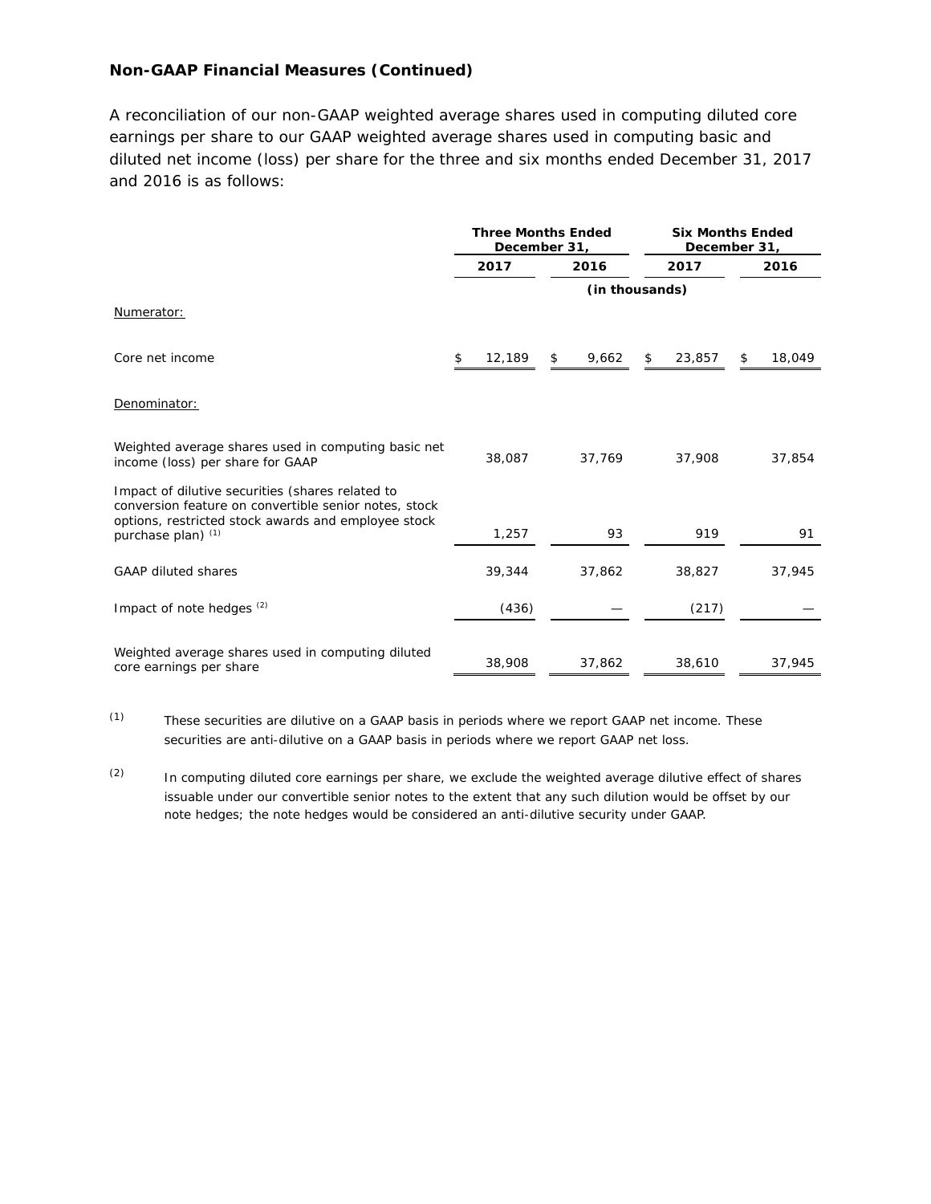**Non-GAAP Financial Measures (Continued)**

A reconciliation of our non-GAAP weighted average shares used in computing diluted core earnings per share to our GAAP weighted average shares used in computing basic and diluted net income (loss) per share for the three and six months ended December 31, 2017 and 2016 is as follows:

| | Three Months Ended December 31, | | Six Months Ended December 31, | |
|---|---|---|---|---|
| | 2017 | 2016 | 2017 | 2016 |
| | (in thousands) | | | |
| Numerator: | | | | |
| Core net income | $ 12,189 | $ 9,662 | $ 23,857 | $ 18,049 |
| Denominator: | | | | |
| Weighted average shares used in computing basic net income (loss) per share for GAAP | 38,087 | 37,769 | 37,908 | 37,854 |
| Impact of dilutive securities (shares related to conversion feature on convertible senior notes, stock options, restricted stock awards and employee stock purchase plan) [1] | 1,257 | 93 | 919 | 91 |
| GAAP diluted shares | 39,344 | 37,862 | 38,827 | 37,945 |
| Impact of note hedges [2] | (436) | — | (217) | — |
| Weighted average shares used in computing diluted core earnings per share | 38,908 | 37,862 | 38,610 | 37,945 |

[1] These securities are dilutive on a GAAP basis in periods where we report GAAP net income. These securities are anti-dilutive on a GAAP basis in periods where we report GAAP net loss.

[2] In computing diluted core earnings per share, we exclude the weighted average dilutive effect of shares issuable under our convertible senior notes to the extent that any such dilution would be offset by our note hedges; the note hedges would be considered an anti-dilutive security under GAAP.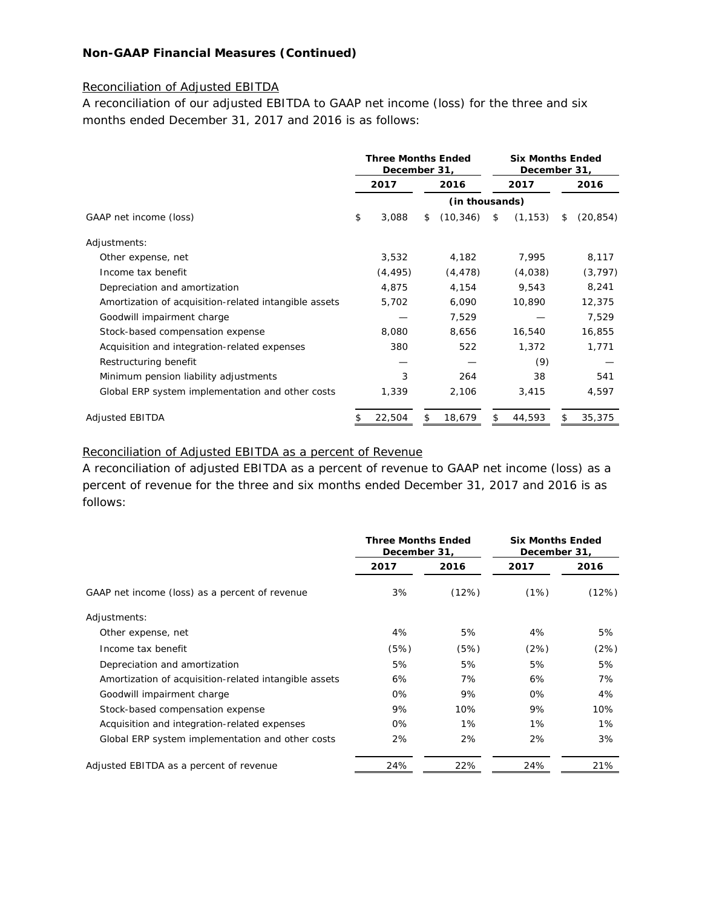**Non-GAAP Financial Measures (Continued)**

Reconciliation of Adjusted EBITDA

A reconciliation of our adjusted EBITDA to GAAP net income (loss) for the three and six months ended December 31, 2017 and 2016 is as follows:

| | Three Months Ended December 31, | | Six Months Ended December 31, | |
|---|---|---|---|---|
| | 2017 | 2016 | 2017 | 2016 |
| | (in thousands) | | | |
| GAAP net income (loss) | $ 3,088 | $ (10,346) | $ (1,153) | $ (20,854) |
| Adjustments: | | | | |
| Other expense, net | 3,532 | 4,182 | 7,995 | 8,117 |
| Income tax benefit | (4,495) | (4,478) | (4,038) | (3,797) |
| Depreciation and amortization | 4,875 | 4,154 | 9,543 | 8,241 |
| Amortization of acquisition-related intangible assets | 5,702 | 6,090 | 10,890 | 12,375 |
| Goodwill impairment charge | — | 7,529 | — | 7,529 |
| Stock-based compensation expense | 8,080 | 8,656 | 16,540 | 16,855 |
| Acquisition and integration-related expenses | 380 | 522 | 1,372 | 1,771 |
| Restructuring benefit | — | — | (9) | — |
| Minimum pension liability adjustments | 3 | 264 | 38 | 541 |
| Global ERP system implementation and other costs | 1,339 | 2,106 | 3,415 | 4,597 |
| Adjusted EBITDA | $ 22,504 | $ 18,679 | $ 44,593 | $ 35,375 |

Reconciliation of Adjusted EBITDA as a percent of Revenue

A reconciliation of adjusted EBITDA as a percent of revenue to GAAP net income (loss) as a percent of revenue for the three and six months ended December 31, 2017 and 2016 is as follows:

| | Three Months Ended December 31, | | Six Months Ended December 31, | |
|---|---|---|---|---|
| | 2017 | 2016 | 2017 | 2016 |
| GAAP net income (loss) as a percent of revenue | 3% | (12%) | (1%) | (12%) |
| Adjustments: | | | | |
| Other expense, net | 4% | 5% | 4% | 5% |
| Income tax benefit | (5%) | (5%) | (2%) | (2%) |
| Depreciation and amortization | 5% | 5% | 5% | 5% |
| Amortization of acquisition-related intangible assets | 6% | 7% | 6% | 7% |
| Goodwill impairment charge | 0% | 9% | 0% | 4% |
| Stock-based compensation expense | 9% | 10% | 9% | 10% |
| Acquisition and integration-related expenses | 0% | 1% | 1% | 1% |
| Global ERP system implementation and other costs | 2% | 2% | 2% | 3% |
| Adjusted EBITDA as a percent of revenue | 24% | 22% | 24% | 21% |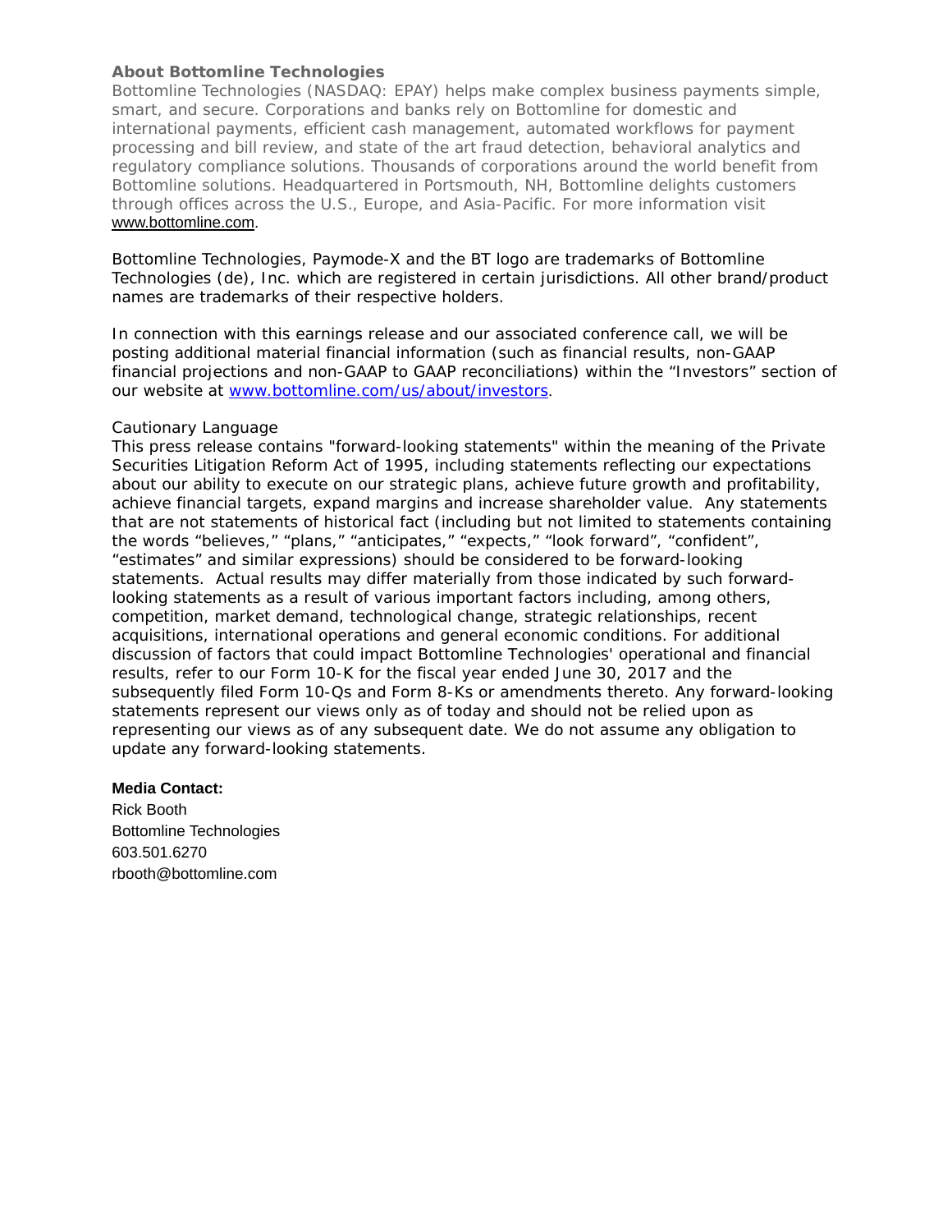**About Bottomline Technologies**

Bottomline Technologies (NASDAQ: EPAY) helps make complex business payments simple, smart, and secure. Corporations and banks rely on Bottomline for domestic and international payments, efficient cash management, automated workflows for payment processing and bill review, and state of the art fraud detection, behavioral analytics and regulatory compliance solutions. Thousands of corporations around the world benefit from Bottomline solutions. Headquartered in Portsmouth, NH, Bottomline delights customers through offices across the U.S., Europe, and Asia-Pacific. For more information visit www.bottomline.com.

Bottomline Technologies, Paymode-X and the BT logo are trademarks of Bottomline Technologies (de), Inc. which are registered in certain jurisdictions. All other brand/product names are trademarks of their respective holders.

In connection with this earnings release and our associated conference call, we will be posting additional material financial information (such as financial results, non-GAAP financial projections and non-GAAP to GAAP reconciliations) within the “Investors” section of our website at www.bottomline.com/us/about/investors.

Cautionary Language

This press release contains "forward-looking statements" within the meaning of the Private Securities Litigation Reform Act of 1995, including statements reflecting our expectations about our ability to execute on our strategic plans, achieve future growth and profitability, achieve financial targets, expand margins and increase shareholder value. Any statements that are not statements of historical fact (including but not limited to statements containing the words “believes,” “plans,” “anticipates,” “expects,” “look forward”, “confident”, “estimates” and similar expressions) should be considered to be forward-looking statements. Actual results may differ materially from those indicated by such forward-looking statements as a result of various important factors including, among others, competition, market demand, technological change, strategic relationships, recent acquisitions, international operations and general economic conditions. For additional discussion of factors that could impact Bottomline Technologies' operational and financial results, refer to our Form 10-K for the fiscal year ended June 30, 2017 and the subsequently filed Form 10-Qs and Form 8-Ks or amendments thereto. Any forward-looking statements represent our views only as of today and should not be relied upon as representing our views as of any subsequent date. We do not assume any obligation to update any forward-looking statements.

**Media Contact:**

Rick Booth
Bottomline Technologies
603.501.6270
rbooth@bottomline.com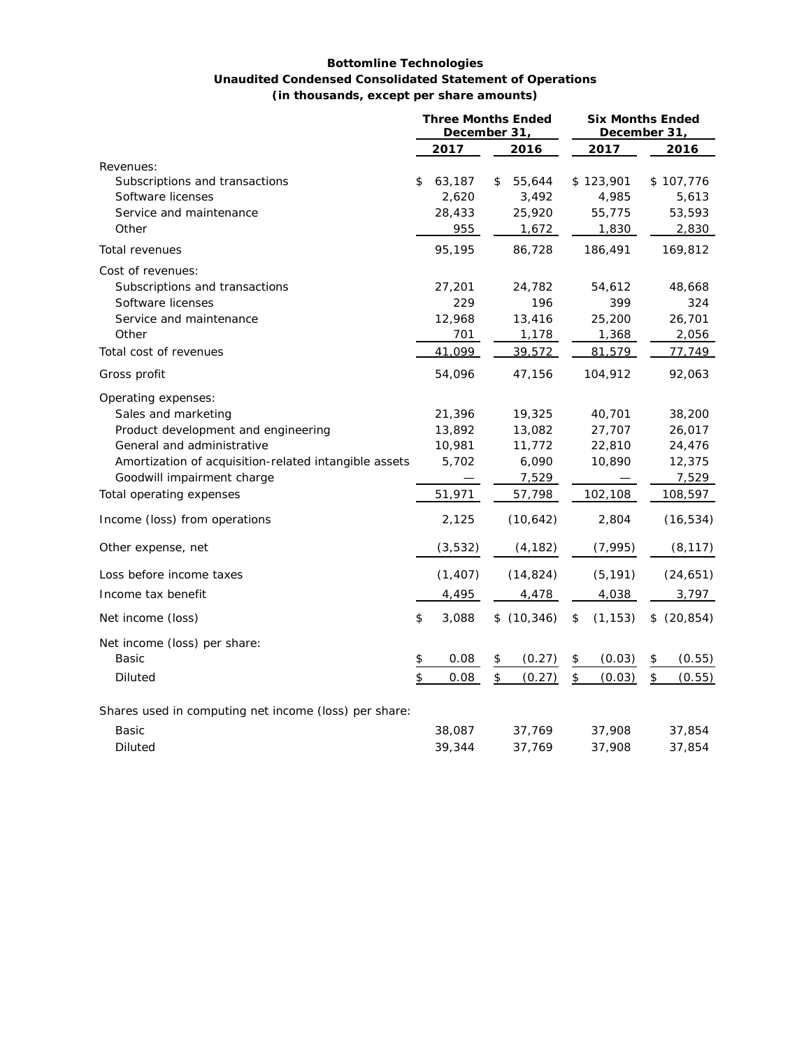**Bottomline Technologies**
**Unaudited Condensed Consolidated Statement of Operations**
**(in thousands, except per share amounts)**

| | Three Months Ended December 31, | | Six Months Ended December 31, | |
|---|---|---|---|---|
| | 2017 | 2016 | 2017 | 2016 |
| Revenues: | | | | |
| Subscriptions and transactions | $ 63,187 | $ 55,644 | $ 123,901 | $ 107,776 |
| Software licenses | 2,620 | 3,492 | 4,985 | 5,613 |
| Service and maintenance | 28,433 | 25,920 | 55,775 | 53,593 |
| Other | 955 | 1,672 | 1,830 | 2,830 |
| Total revenues | 95,195 | 86,728 | 186,491 | 169,812 |
| Cost of revenues: | | | | |
| Subscriptions and transactions | 27,201 | 24,782 | 54,612 | 48,668 |
| Software licenses | 229 | 196 | 399 | 324 |
| Service and maintenance | 12,968 | 13,416 | 25,200 | 26,701 |
| Other | 701 | 1,178 | 1,368 | 2,056 |
| Total cost of revenues | 41,099 | 39,572 | 81,579 | 77,749 |
| Gross profit | 54,096 | 47,156 | 104,912 | 92,063 |
| Operating expenses: | | | | |
| Sales and marketing | 21,396 | 19,325 | 40,701 | 38,200 |
| Product development and engineering | 13,892 | 13,082 | 27,707 | 26,017 |
| General and administrative | 10,981 | 11,772 | 22,810 | 24,476 |
| Amortization of acquisition-related intangible assets | 5,702 | 6,090 | 10,890 | 12,375 |
| Goodwill impairment charge | — | 7,529 | — | 7,529 |
| Total operating expenses | 51,971 | 57,798 | 102,108 | 108,597 |
| Income (loss) from operations | 2,125 | (10,642) | 2,804 | (16,534) |
| Other expense, net | (3,532) | (4,182) | (7,995) | (8,117) |
| Loss before income taxes | (1,407) | (14,824) | (5,191) | (24,651) |
| Income tax benefit | 4,495 | 4,478 | 4,038 | 3,797 |
| Net income (loss) | $ 3,088 | $ (10,346) | $ (1,153) | $ (20,854) |
| Net income (loss) per share: | | | | |
| Basic | $ 0.08 | $ (0.27) | $ (0.03) | $ (0.55) |
| Diluted | $ 0.08 | $ (0.27) | $ (0.03) | $ (0.55) |
| Shares used in computing net income (loss) per share: | | | | |
| Basic | 38,087 | 37,769 | 37,908 | 37,854 |
| Diluted | 39,344 | 37,769 | 37,908 | 37,854 |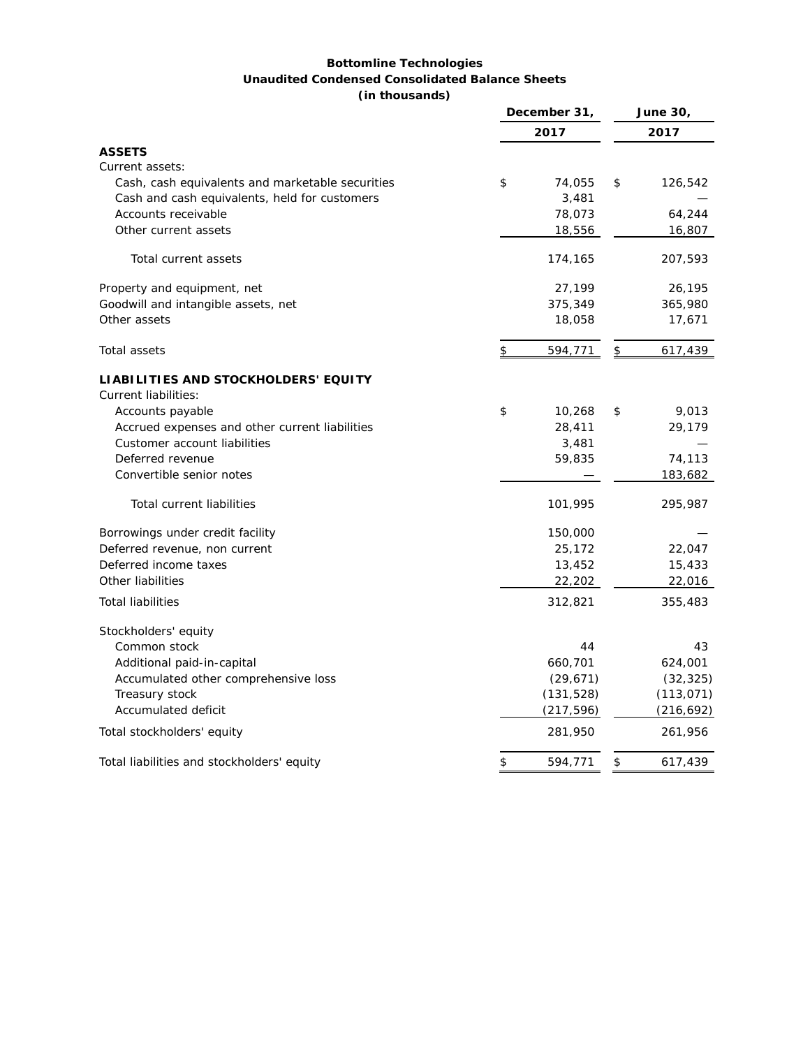**Bottomline Technologies**
**Unaudited Condensed Consolidated Balance Sheets**
**(in thousands)**

| | December 31, 2017 | June 30, 2017 |
|---|---|---|
| **ASSETS** | | |
| Current assets: | | |
| Cash, cash equivalents and marketable securities | $ 74,055 | $ 126,542 |
| Cash and cash equivalents, held for customers | 3,481 | — |
| Accounts receivable | 78,073 | 64,244 |
| Other current assets | 18,556 | 16,807 |
| Total current assets | 174,165 | 207,593 |
| Property and equipment, net | 27,199 | 26,195 |
| Goodwill and intangible assets, net | 375,349 | 365,980 |
| Other assets | 18,058 | 17,671 |
| Total assets | $ 594,771 | $ 617,439 |
| **LIABILITIES AND STOCKHOLDERS' EQUITY** | | |
| Current liabilities: | | |
| Accounts payable | $ 10,268 | $ 9,013 |
| Accrued expenses and other current liabilities | 28,411 | 29,179 |
| Customer account liabilities | 3,481 | — |
| Deferred revenue | 59,835 | 74,113 |
| Convertible senior notes | — | 183,682 |
| Total current liabilities | 101,995 | 295,987 |
| Borrowings under credit facility | 150,000 | — |
| Deferred revenue, non current | 25,172 | 22,047 |
| Deferred income taxes | 13,452 | 15,433 |
| Other liabilities | 22,202 | 22,016 |
| Total liabilities | 312,821 | 355,483 |
| Stockholders' equity | | |
| Common stock | 44 | 43 |
| Additional paid-in-capital | 660,701 | 624,001 |
| Accumulated other comprehensive loss | (29,671) | (32,325) |
| Treasury stock | (131,528) | (113,071) |
| Accumulated deficit | (217,596) | (216,692) |
| Total stockholders' equity | 281,950 | 261,956 |
| Total liabilities and stockholders' equity | $ 594,771 | $ 617,439 |